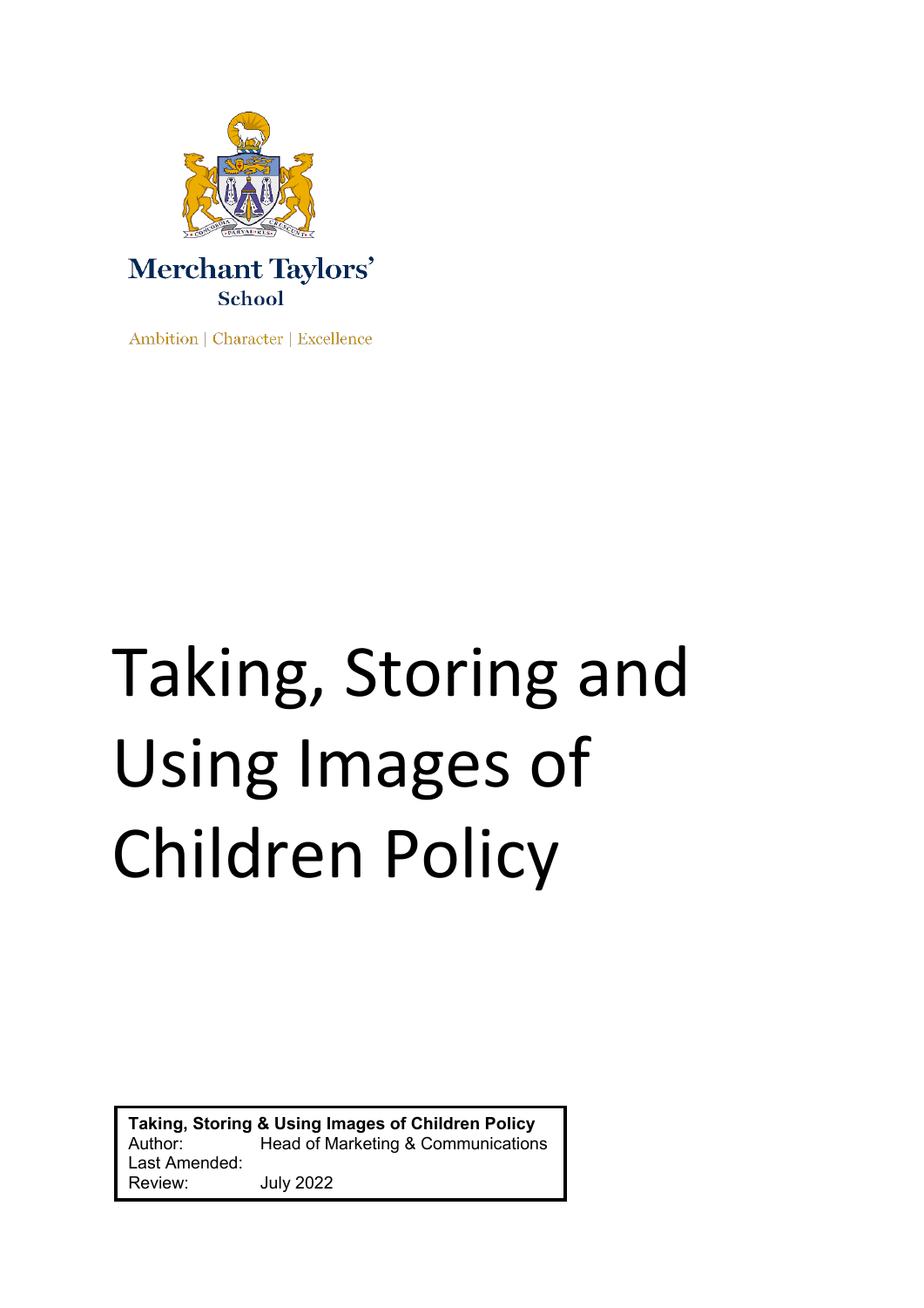Merchant Taylors'
School

Ambition | Character | Excellence

# Taking, Storing and Using Images of Children Policy

| **Taking, Storing & Using Images of Children Policy** | |
| --- | --- |
| Author: | Head of Marketing & Communications |
| Last Amended: | |
| Review: | July 2022 |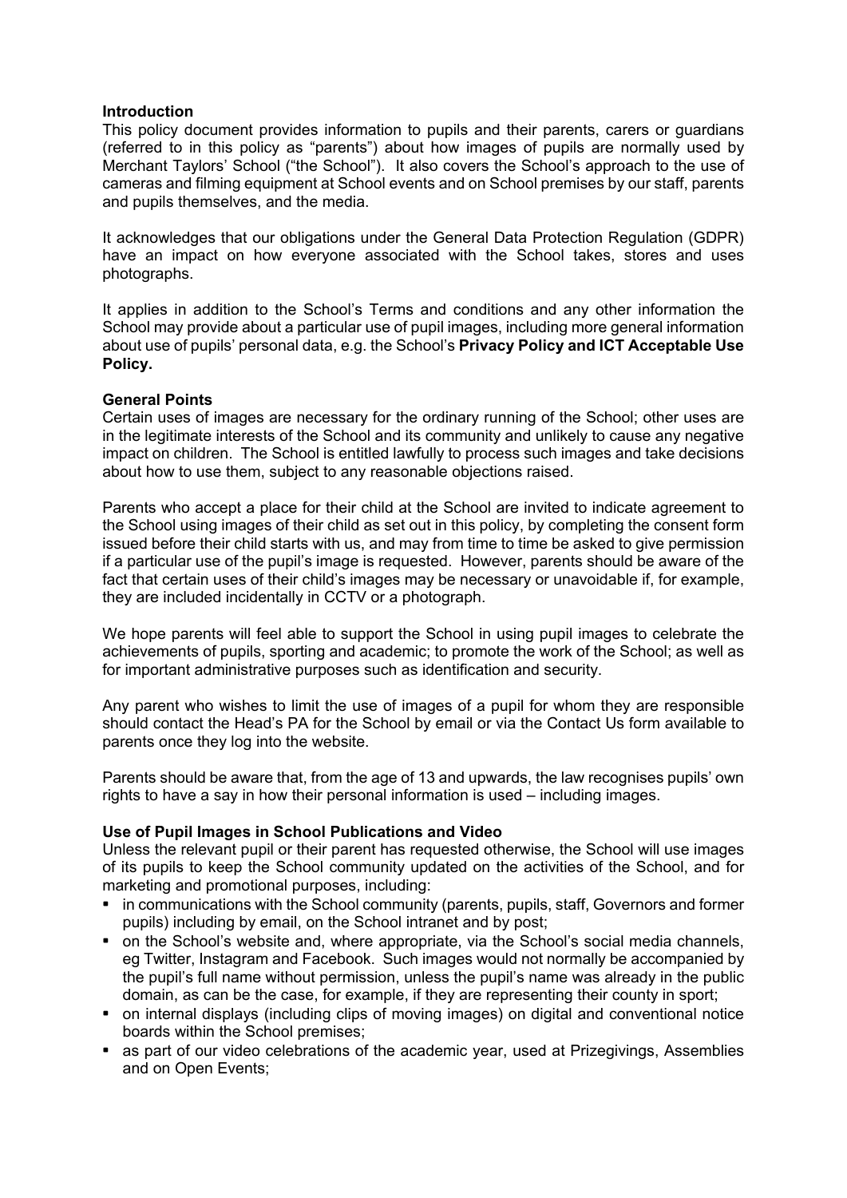### Introduction

This policy document provides information to pupils and their parents, carers or guardians (referred to in this policy as "parents") about how images of pupils are normally used by Merchant Taylors' School ("the School"). It also covers the School's approach to the use of cameras and filming equipment at School events and on School premises by our staff, parents and pupils themselves, and the media.

It acknowledges that our obligations under the General Data Protection Regulation (GDPR) have an impact on how everyone associated with the School takes, stores and uses photographs.

It applies in addition to the School's Terms and conditions and any other information the School may provide about a particular use of pupil images, including more general information about use of pupils' personal data, e.g. the School's **Privacy Policy and ICT Acceptable Use Policy.**

### General Points

Certain uses of images are necessary for the ordinary running of the School; other uses are in the legitimate interests of the School and its community and unlikely to cause any negative impact on children. The School is entitled lawfully to process such images and take decisions about how to use them, subject to any reasonable objections raised.

Parents who accept a place for their child at the School are invited to indicate agreement to the School using images of their child as set out in this policy, by completing the consent form issued before their child starts with us, and may from time to time be asked to give permission if a particular use of the pupil's image is requested. However, parents should be aware of the fact that certain uses of their child's images may be necessary or unavoidable if, for example, they are included incidentally in CCTV or a photograph.

We hope parents will feel able to support the School in using pupil images to celebrate the achievements of pupils, sporting and academic; to promote the work of the School; as well as for important administrative purposes such as identification and security.

Any parent who wishes to limit the use of images of a pupil for whom they are responsible should contact the Head's PA for the School by email or via the Contact Us form available to parents once they log into the website.

Parents should be aware that, from the age of 13 and upwards, the law recognises pupils' own rights to have a say in how their personal information is used – including images.

### Use of Pupil Images in School Publications and Video

Unless the relevant pupil or their parent has requested otherwise, the School will use images of its pupils to keep the School community updated on the activities of the School, and for marketing and promotional purposes, including:

- in communications with the School community (parents, pupils, staff, Governors and former pupils) including by email, on the School intranet and by post;
- on the School's website and, where appropriate, via the School's social media channels, eg Twitter, Instagram and Facebook. Such images would not normally be accompanied by the pupil's full name without permission, unless the pupil's name was already in the public domain, as can be the case, for example, if they are representing their county in sport;
- on internal displays (including clips of moving images) on digital and conventional notice boards within the School premises;
- as part of our video celebrations of the academic year, used at Prizegivings, Assemblies and on Open Events;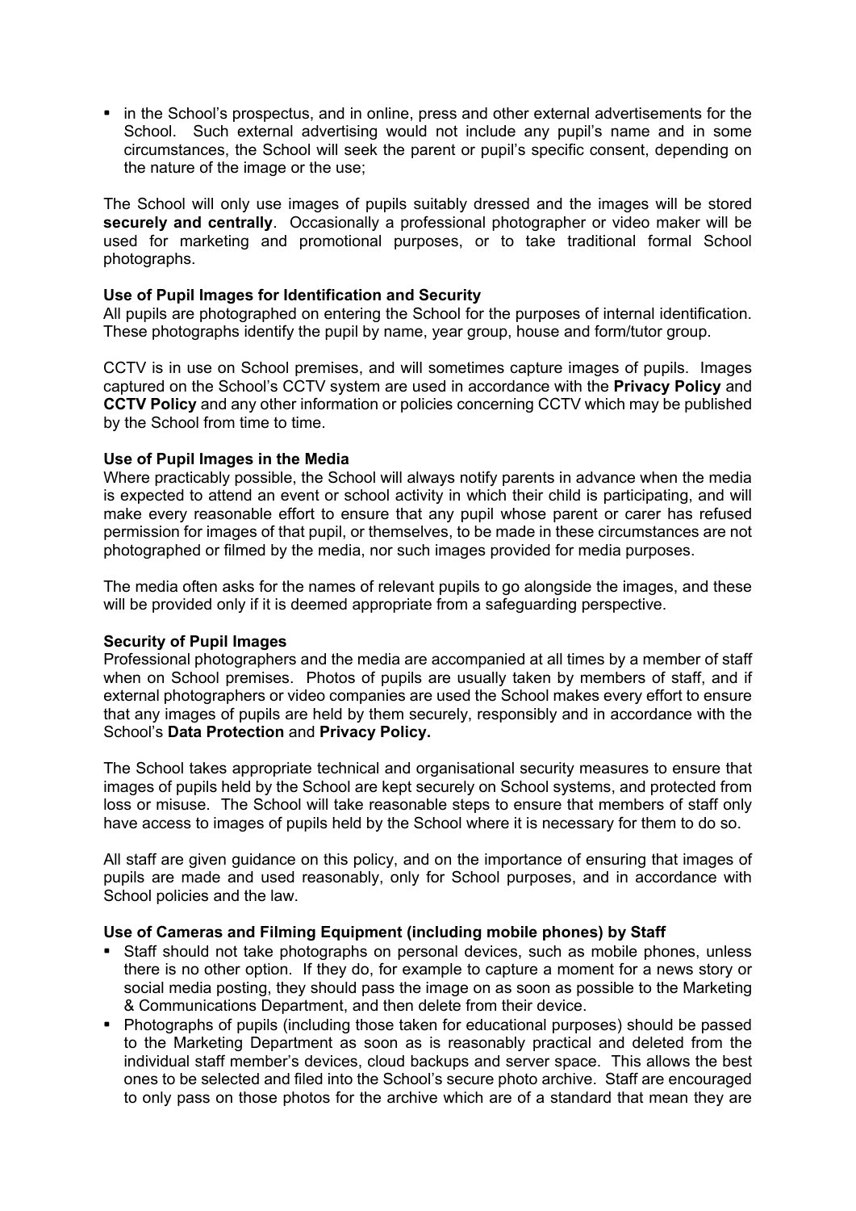- in the School's prospectus, and in online, press and other external advertisements for the School. Such external advertising would not include any pupil's name and in some circumstances, the School will seek the parent or pupil's specific consent, depending on the nature of the image or the use;

The School will only use images of pupils suitably dressed and the images will be stored **securely and centrally**. Occasionally a professional photographer or video maker will be used for marketing and promotional purposes, or to take traditional formal School photographs.

**Use of Pupil Images for Identification and Security**

All pupils are photographed on entering the School for the purposes of internal identification. These photographs identify the pupil by name, year group, house and form/tutor group.

CCTV is in use on School premises, and will sometimes capture images of pupils. Images captured on the School's CCTV system are used in accordance with the **Privacy Policy** and **CCTV Policy** and any other information or policies concerning CCTV which may be published by the School from time to time.

**Use of Pupil Images in the Media**

Where practicably possible, the School will always notify parents in advance when the media is expected to attend an event or school activity in which their child is participating, and will make every reasonable effort to ensure that any pupil whose parent or carer has refused permission for images of that pupil, or themselves, to be made in these circumstances are not photographed or filmed by the media, nor such images provided for media purposes.

The media often asks for the names of relevant pupils to go alongside the images, and these will be provided only if it is deemed appropriate from a safeguarding perspective.

**Security of Pupil Images**

Professional photographers and the media are accompanied at all times by a member of staff when on School premises. Photos of pupils are usually taken by members of staff, and if external photographers or video companies are used the School makes every effort to ensure that any images of pupils are held by them securely, responsibly and in accordance with the School's **Data Protection** and **Privacy Policy.**

The School takes appropriate technical and organisational security measures to ensure that images of pupils held by the School are kept securely on School systems, and protected from loss or misuse. The School will take reasonable steps to ensure that members of staff only have access to images of pupils held by the School where it is necessary for them to do so.

All staff are given guidance on this policy, and on the importance of ensuring that images of pupils are made and used reasonably, only for School purposes, and in accordance with School policies and the law.

**Use of Cameras and Filming Equipment (including mobile phones) by Staff**

- Staff should not take photographs on personal devices, such as mobile phones, unless there is no other option. If they do, for example to capture a moment for a news story or social media posting, they should pass the image on as soon as possible to the Marketing & Communications Department, and then delete from their device.
- Photographs of pupils (including those taken for educational purposes) should be passed to the Marketing Department as soon as is reasonably practical and deleted from the individual staff member's devices, cloud backups and server space. This allows the best ones to be selected and filed into the School's secure photo archive. Staff are encouraged to only pass on those photos for the archive which are of a standard that mean they are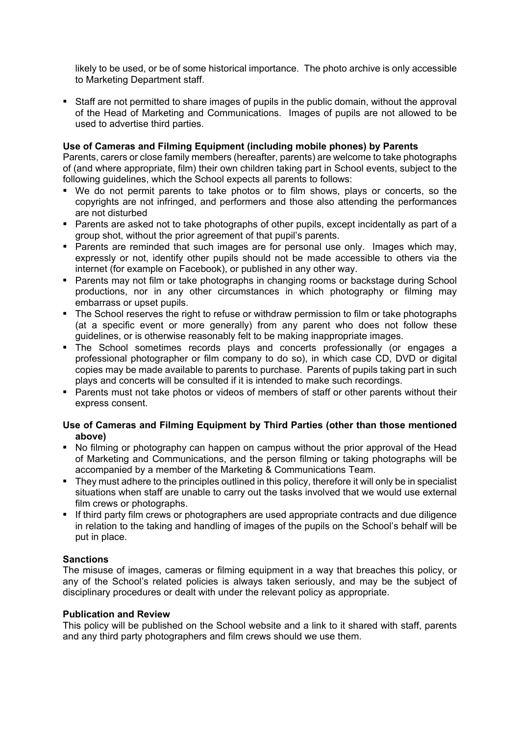likely to be used, or be of some historical importance. The photo archive is only accessible to Marketing Department staff.

- Staff are not permitted to share images of pupils in the public domain, without the approval of the Head of Marketing and Communications. Images of pupils are not allowed to be used to advertise third parties.

**Use of Cameras and Filming Equipment (including mobile phones) by Parents**

Parents, carers or close family members (hereafter, parents) are welcome to take photographs of (and where appropriate, film) their own children taking part in School events, subject to the following guidelines, which the School expects all parents to follows:

- We do not permit parents to take photos or to film shows, plays or concerts, so the copyrights are not infringed, and performers and those also attending the performances are not disturbed
- Parents are asked not to take photographs of other pupils, except incidentally as part of a group shot, without the prior agreement of that pupil's parents.
- Parents are reminded that such images are for personal use only. Images which may, expressly or not, identify other pupils should not be made accessible to others via the internet (for example on Facebook), or published in any other way.
- Parents may not film or take photographs in changing rooms or backstage during School productions, nor in any other circumstances in which photography or filming may embarrass or upset pupils.
- The School reserves the right to refuse or withdraw permission to film or take photographs (at a specific event or more generally) from any parent who does not follow these guidelines, or is otherwise reasonably felt to be making inappropriate images.
- The School sometimes records plays and concerts professionally (or engages a professional photographer or film company to do so), in which case CD, DVD or digital copies may be made available to parents to purchase. Parents of pupils taking part in such plays and concerts will be consulted if it is intended to make such recordings.
- Parents must not take photos or videos of members of staff or other parents without their express consent.

**Use of Cameras and Filming Equipment by Third Parties (other than those mentioned above)**

- No filming or photography can happen on campus without the prior approval of the Head of Marketing and Communications, and the person filming or taking photographs will be accompanied by a member of the Marketing & Communications Team.
- They must adhere to the principles outlined in this policy, therefore it will only be in specialist situations when staff are unable to carry out the tasks involved that we would use external film crews or photographs.
- If third party film crews or photographers are used appropriate contracts and due diligence in relation to the taking and handling of images of the pupils on the School's behalf will be put in place.

**Sanctions**

The misuse of images, cameras or filming equipment in a way that breaches this policy, or any of the School's related policies is always taken seriously, and may be the subject of disciplinary procedures or dealt with under the relevant policy as appropriate.

**Publication and Review**

This policy will be published on the School website and a link to it shared with staff, parents and any third party photographers and film crews should we use them.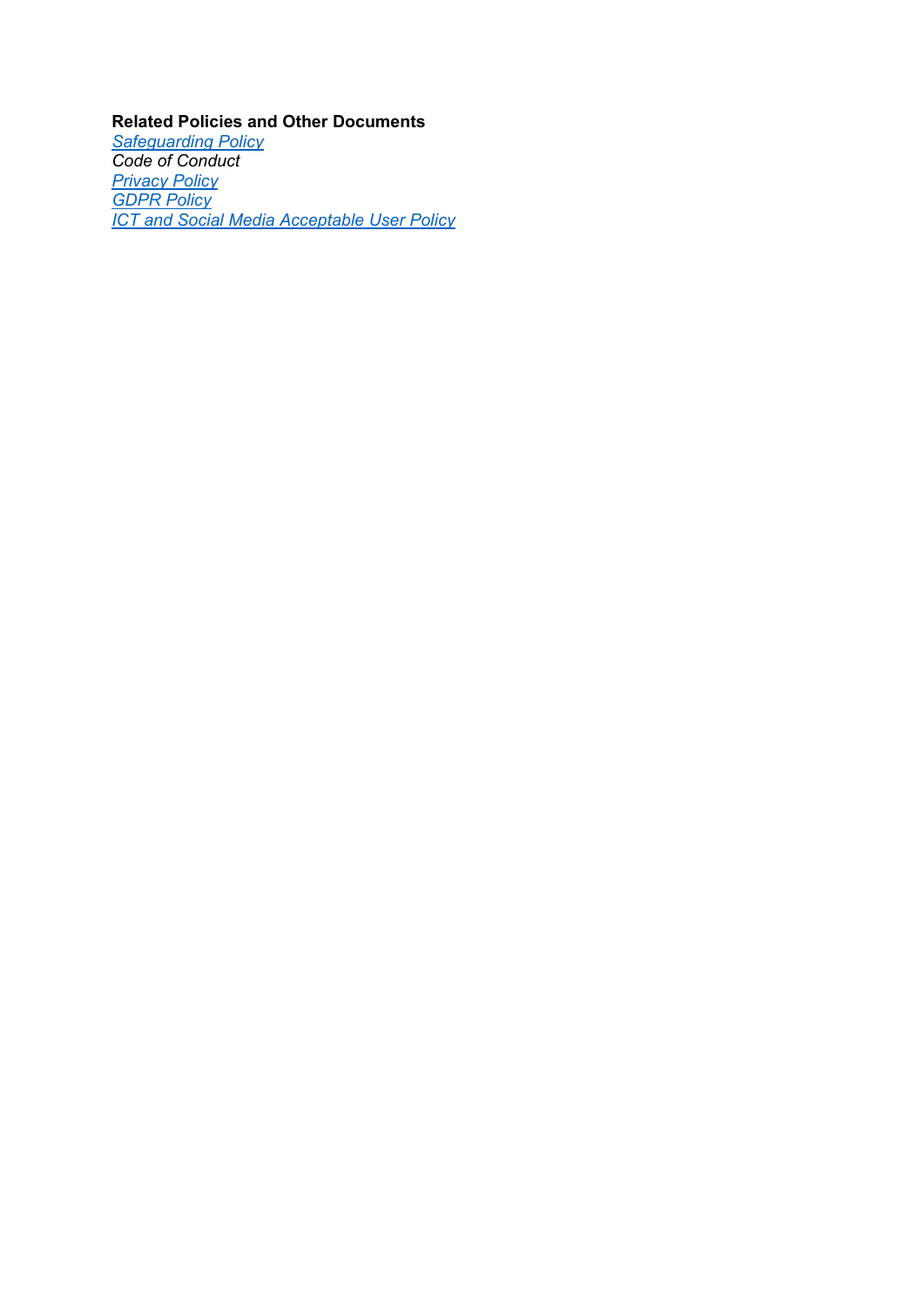**Related Policies and Other Documents**

*Safeguarding Policy*
*Code of Conduct*
*Privacy Policy*
*GDPR Policy*
*ICT and Social Media Acceptable User Policy*